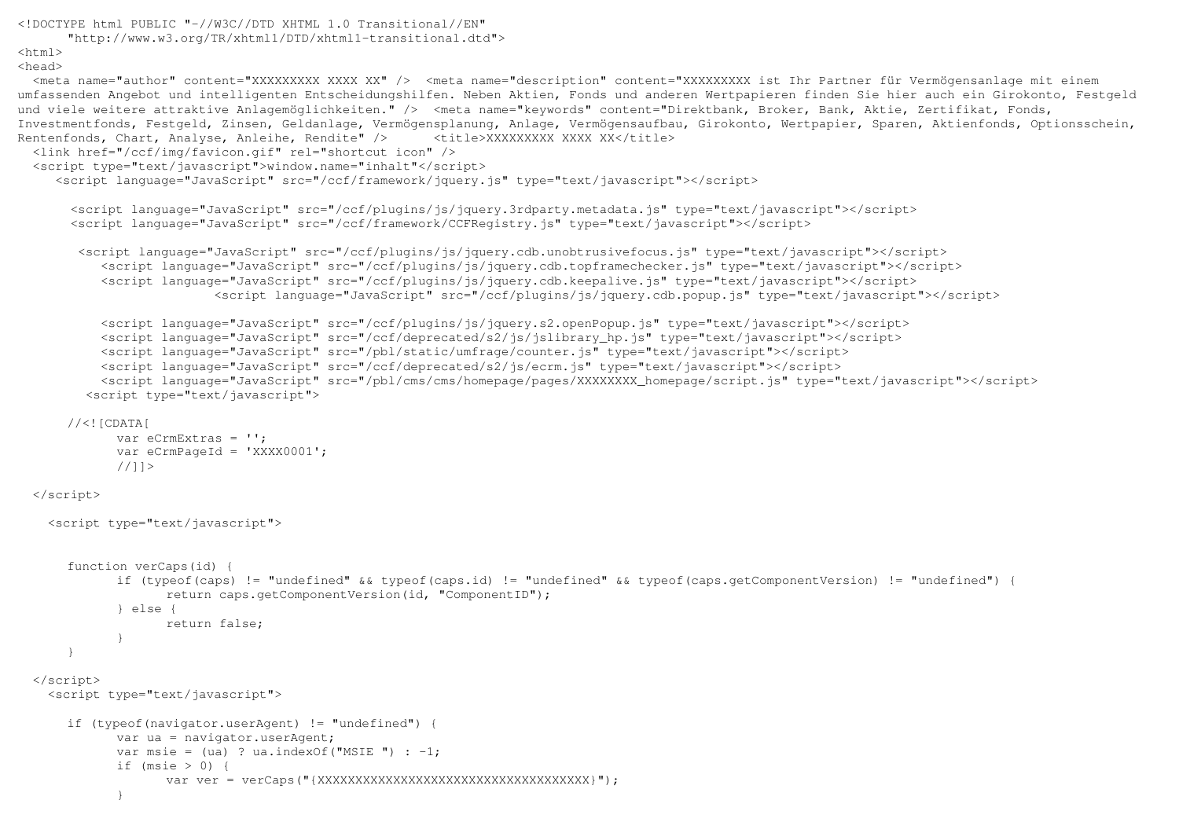```
<!DOCTYPE html PUBLIC "-//W3C//DTD XHTML 1.0 Transitional//EN"
      "http://www.w3.org/TR/xhtml1/DTD/xhtml1-transitional.dtd">
<html>
<head>
  <meta name="author" content="XXXXXXXXX XXXX XX" />  <meta name="description" content="XXXXXXXXX ist Ihr Partner für Vermögensanlage mit einem
umfassenden Angebot und intelligenten Entscheidungshilfen. Neben Aktien, Fonds und anderen Wertpapieren finden Sie hier auch ein Girokonto, Festgeld
und viele weitere attraktive Anlagemöglichkeiten." />  <meta name="keywords" content="Direktbank, Broker, Bank, Aktie, Zertifikat, Fonds,
Investmentfonds, Festgeld, Zinsen, Geldanlage, Vermögensplanung, Anlage, Vermögensaufbau, Girokonto, Wertpapier, Sparen, Aktienfonds, Optionsschein,
Rentenfonds, Chart, Analyse, Anleihe, Rendite" />      <title>XXXXXXXXX XXXX XX</title>
  <link href="/ccf/img/favicon.gif" rel="shortcut icon" />
  <script type="text/javascript">window.name="inhalt"</script>
     <script language="JavaScript" src="/ccf/framework/jquery.js" type="text/javascript"></script>

       <script language="JavaScript" src="/ccf/plugins/js/jquery.3rdparty.metadata.js" type="text/javascript"></script>
       <script language="JavaScript" src="/ccf/framework/CCFRegistry.js" type="text/javascript"></script>

        <script language="JavaScript" src="/ccf/plugins/js/jquery.cdb.unobtrusivefocus.js" type="text/javascript"></script>
           <script language="JavaScript" src="/ccf/plugins/js/jquery.cdb.topframechecker.js" type="text/javascript"></script>
           <script language="JavaScript" src="/ccf/plugins/js/jquery.cdb.keepalive.js" type="text/javascript"></script>
                         <script language="JavaScript" src="/ccf/plugins/js/jquery.cdb.popup.js" type="text/javascript"></script>

           <script language="JavaScript" src="/ccf/plugins/js/jquery.s2.openPopup.js" type="text/javascript"></script>
           <script language="JavaScript" src="/ccf/deprecated/s2/js/jslibrary_hp.js" type="text/javascript"></script>
           <script language="JavaScript" src="/pbl/static/umfrage/counter.js" type="text/javascript"></script>
           <script language="JavaScript" src="/ccf/deprecated/s2/js/ecrm.js" type="text/javascript"></script>
           <script language="JavaScript" src="/pbl/cms/cms/homepage/pages/XXXXXXXX_homepage/script.js" type="text/javascript"></script>
         <script type="text/javascript">

      //<![CDATA[
            var eCrmExtras = '';
            var eCrmPageId = 'XXXX0001';
            //]]>

  </script>

    <script type="text/javascript">


      function verCaps(id) {
            if (typeof(caps) != "undefined" && typeof(caps.id) != "undefined" && typeof(caps.getComponentVersion) != "undefined") {
                  return caps.getComponentVersion(id, "ComponentID");
            } else {
                  return false;
            }
      }

  </script>
    <script type="text/javascript">

      if (typeof(navigator.userAgent) != "undefined") {
            var ua = navigator.userAgent;
            var msie = (ua) ? ua.indexOf("MSIE ") : -1;
            if (msie > 0) {
                  var ver = verCaps("{XXXXXXXXXXXXXXXXXXXXXXXXXXXXXXXXXXXX}");
            }
```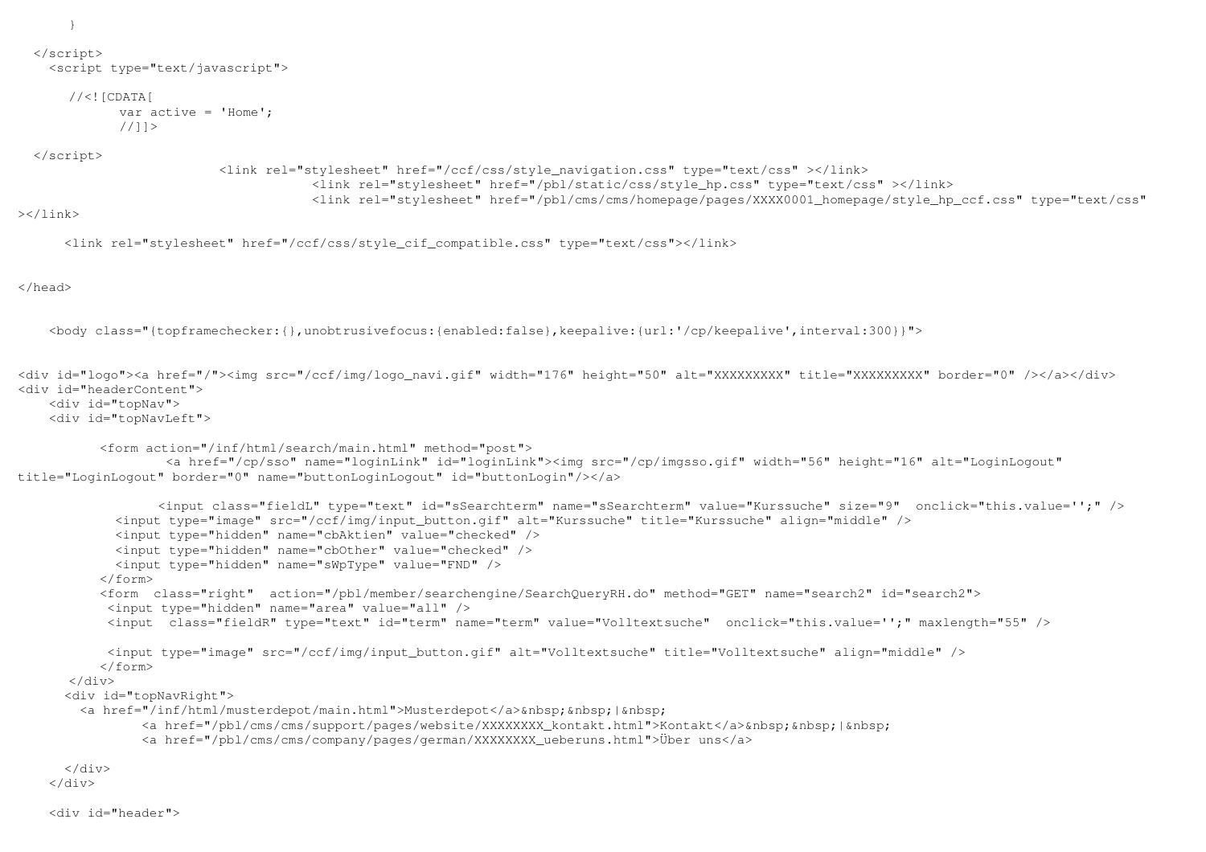```
      }

  </script>
    <script type="text/javascript">

      //<![CDATA[
             var active = 'Home';
             //]]>

  </script>
                          <link rel="stylesheet" href="/ccf/css/style_navigation.css" type="text/css" ></link>
                                        <link rel="stylesheet" href="/pbl/static/css/style_hp.css" type="text/css" ></link>
                                        <link rel="stylesheet" href="/pbl/cms/cms/homepage/pages/XXXX0001_homepage/style_hp_ccf.css" type="text/css"
></link>

      <link rel="stylesheet" href="/ccf/css/style_cif_compatible.css" type="text/css"></link>


</head>


    <body class="{topframechecker:{},unobtrusivefocus:{enabled:false},keepalive:{url:'/cp/keepalive',interval:300}}">


<div id="logo"><a href="/"><img src="/ccf/img/logo_navi.gif" width="176" height="50" alt="XXXXXXXXX" title="XXXXXXXXX" border="0" /></a></div>
<div id="headerContent">
    <div id="topNav">
    <div id="topNavLeft">

          <form action="/inf/html/search/main.html" method="post">
                  <a href="/cp/sso" name="loginLink" id="loginLink"><img src="/cp/imgsso.gif" width="56" height="16" alt="LoginLogout"
title="LoginLogout" border="0" name="buttonLoginLogout" id="buttonLogin"/></a>

                 <input class="fieldL" type="text" id="sSearchterm" name="sSearchterm" value="Kurssuche" size="9"  onclick="this.value='';" />
            <input type="image" src="/ccf/img/input_button.gif" alt="Kurssuche" title="Kurssuche" align="middle" />
            <input type="hidden" name="cbAktien" value="checked" />
            <input type="hidden" name="cbOther" value="checked" />
            <input type="hidden" name="sWpType" value="FND" />
          </form>
          <form  class="right"  action="/pbl/member/searchengine/SearchQueryRH.do" method="GET" name="search2" id="search2">
           <input type="hidden" name="area" value="all" />
           <input  class="fieldR" type="text" id="term" name="term" value="Volltextsuche"  onclick="this.value='';" maxlength="55" />

           <input type="image" src="/ccf/img/input_button.gif" alt="Volltextsuche" title="Volltextsuche" align="middle" />
          </form>
      </div>
      <div id="topNavRight">
        <a href="/inf/html/musterdepot/main.html">Musterdepot</a>&nbsp;&nbsp;|&nbsp;
              <a href="/pbl/cms/cms/support/pages/website/XXXXXXXX_kontakt.html">Kontakt</a>&nbsp;&nbsp;|&nbsp;
              <a href="/pbl/cms/cms/company/pages/german/XXXXXXXX_ueberuns.html">Über uns</a>

      </div>
    </div>

    <div id="header">
```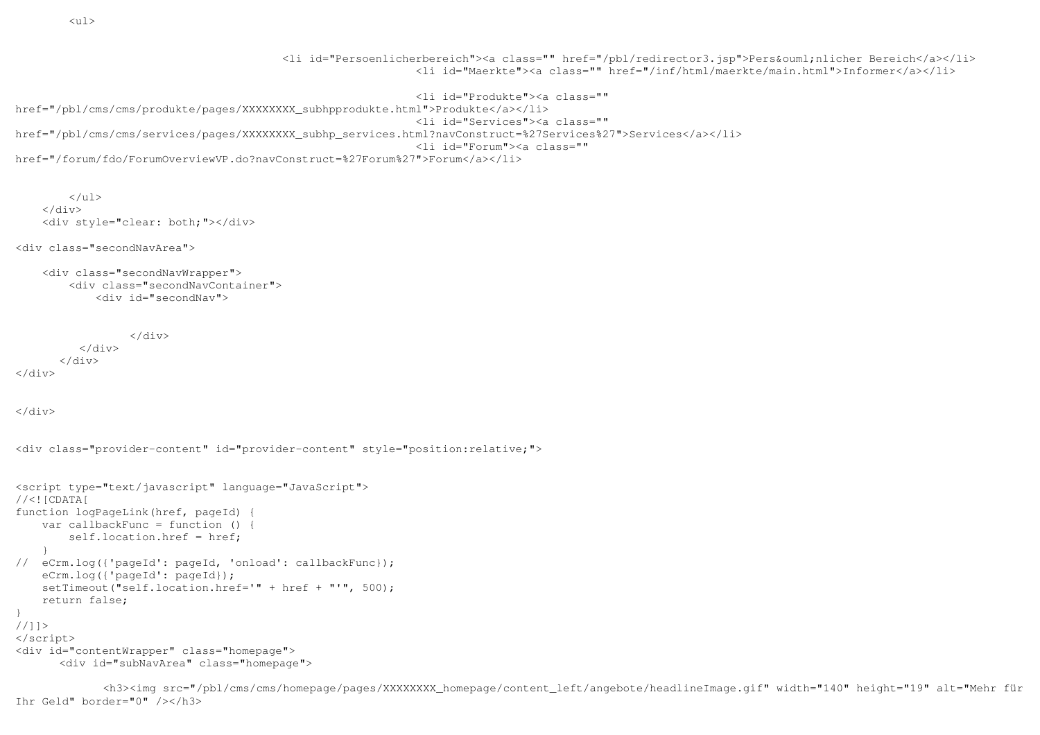```
        <ul>


                                        <li id="Persoenlicherbereich"><a class="" href="/pbl/redirector3.jsp">Pers&ouml;nlicher Bereich</a></li>
                                                        <li id="Maerkte"><a class="" href="/inf/html/maerkte/main.html">Informer</a></li>

                                                        <li id="Produkte"><a class=""
href="/pbl/cms/cms/produkte/pages/XXXXXXXX_subhpprodukte.html">Produkte</a></li>
                                                        <li id="Services"><a class=""
href="/pbl/cms/cms/services/pages/XXXXXXXX_subhp_services.html?navConstruct=%27Services%27">Services</a></li>
                                                        <li id="Forum"><a class=""
href="/forum/fdo/ForumOverviewVP.do?navConstruct=%27Forum%27">Forum</a></li>


        </ul>
    </div>
    <div style="clear: both;"></div>

<div class="secondNavArea">

    <div class="secondNavWrapper">
        <div class="secondNavContainer">
            <div id="secondNav">


                </div>
          </div>
       </div>
</div>


</div>


<div class="provider-content" id="provider-content" style="position:relative;">


<script type="text/javascript" language="JavaScript">
//<![CDATA[
function logPageLink(href, pageId) {
    var callbackFunc = function () {
        self.location.href = href;
    }
//  eCrm.log({'pageId': pageId, 'onload': callbackFunc});
    eCrm.log({'pageId': pageId});
    setTimeout("self.location.href='" + href + "'", 500);
    return false;
}
//]]>
</script>
<div id="contentWrapper" class="homepage">
      <div id="subNavArea" class="homepage">

            <h3><img src="/pbl/cms/cms/homepage/pages/XXXXXXXX_homepage/content_left/angebote/headlineImage.gif" width="140" height="19" alt="Mehr für
Ihr Geld" border="0" /></h3>
```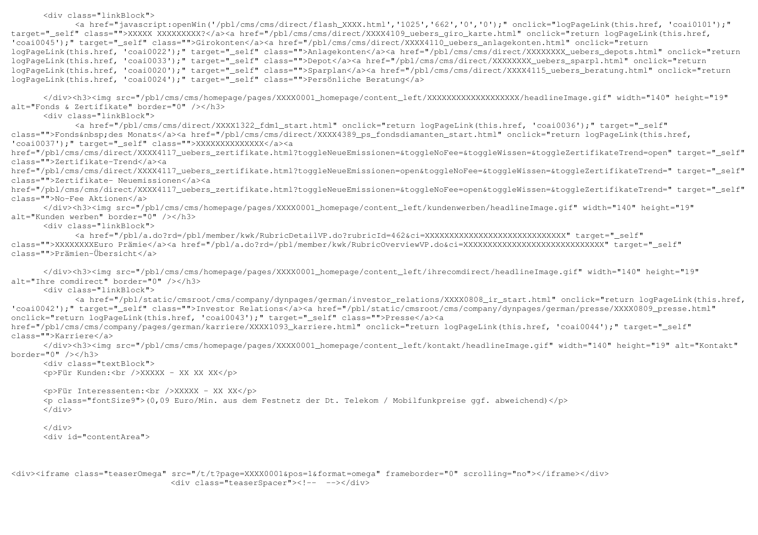```html
      <div class="linkBlock">
            <a href="javascript:openWin('/pbl/cms/cms/direct/flash_XXXX.html','1025','662','0','0');" onclick="logPageLink(this.href, 'coai0101');" target="_self" class="">XXXXX XXXXXXXXX?</a><a href="/pbl/cms/cms/direct/XXXX4109_uebers_giro_karte.html" onclick="return logPageLink(this.href, 'coai0045');" target="_self" class="">Girokonten</a><a href="/pbl/cms/cms/direct/XXXX4110_uebers_anlagekonten.html" onclick="return logPageLink(this.href, 'coai0022');" target="_self" class="">Anlagekonten</a><a href="/pbl/cms/cms/direct/XXXXXXXX_uebers_depots.html" onclick="return logPageLink(this.href, 'coai0033');" target="_self" class="">Depot</a><a href="/pbl/cms/cms/direct/XXXXXXXX_uebers_sparpl.html" onclick="return logPageLink(this.href, 'coai0020');" target="_self" class="">Sparplan</a><a href="/pbl/cms/cms/direct/XXXX4115_uebers_beratung.html" onclick="return logPageLink(this.href, 'coai0024');" target="_self" class="">Persönliche Beratung</a>

      </div><h3><img src="/pbl/cms/cms/homepage/pages/XXXX0001_homepage/content_left/XXXXXXXXXXXXXXXXXXX/headlineImage.gif" width="140" height="19" alt="Fonds & Zertifikate" border="0" /></h3>
      <div class="linkBlock">
            <a href="/pbl/cms/cms/direct/XXXX1322_fdm1_start.html" onclick="return logPageLink(this.href, 'coai0036');" target="_self" class="">Fonds&nbsp;des Monats</a><a href="/pbl/cms/cms/direct/XXXX4389_ps_fondsdiamanten_start.html" onclick="return logPageLink(this.href, 'coai0037');" target="_self" class="">XXXXXXXXXXXXXX</a><a href="/pbl/cms/cms/direct/XXXX4117_uebers_zertifikate.html?toggleNeueEmissionen=&toggleNoFee=&toggleWissen=&toggleZertifikateTrend=open" target="_self" class="">Zertifikate-Trend</a><a href="/pbl/cms/cms/direct/XXXX4117_uebers_zertifikate.html?toggleNeueEmissionen=open&toggleNoFee=&toggleWissen=&toggleZertifikateTrend=" target="_self" class="">Zertifikate- Neuemissionen</a><a href="/pbl/cms/cms/direct/XXXX4117_uebers_zertifikate.html?toggleNeueEmissionen=&toggleNoFee=open&toggleWissen=&toggleZertifikateTrend=" target="_self" class="">No-Fee Aktionen</a>
      </div><h3><img src="/pbl/cms/cms/homepage/pages/XXXX0001_homepage/content_left/kundenwerben/headlineImage.gif" width="140" height="19" alt="Kunden werben" border="0" /></h3>
      <div class="linkBlock">
            <a href="/pbl/a.do?rd=/pbl/member/kwk/RubricDetailVP.do?rubricId=462&ci=XXXXXXXXXXXXXXXXXXXXXXXXXXXXX" target="_self" class="">XXXXXXXXEuro Prämie</a><a href="/pbl/a.do?rd=/pbl/member/kwk/RubricOverviewVP.do&ci=XXXXXXXXXXXXXXXXXXXXXXXXXXXXX" target="_self" class="">Prämien-Übersicht</a>

      </div><h3><img src="/pbl/cms/cms/homepage/pages/XXXX0001_homepage/content_left/ihrecomdirect/headlineImage.gif" width="140" height="19" alt="Ihre comdirect" border="0" /></h3>
      <div class="linkBlock">
            <a href="/pbl/static/cmsroot/cms/company/dynpages/german/investor_relations/XXXX0808_ir_start.html" onclick="return logPageLink(this.href, 'coai0042');" target="_self" class="">Investor Relations</a><a href="/pbl/static/cmsroot/cms/company/dynpages/german/presse/XXXX0809_presse.html" onclick="return logPageLink(this.href, 'coai0043');" target="_self" class="">Presse</a><a href="/pbl/cms/cms/company/pages/german/karriere/XXXX1093_karriere.html" onclick="return logPageLink(this.href, 'coai0044');" target="_self" class="">Karriere</a>
      </div><h3><img src="/pbl/cms/cms/homepage/pages/XXXX0001_homepage/content_left/kontakt/headlineImage.gif" width="140" height="19" alt="Kontakt" border="0" /></h3>
      <div class="textBlock">
      <p>Für Kunden:<br />XXXXX - XX XX XX</p>

      <p>Für Interessenten:<br />XXXXX - XX XX</p>
      <p class="fontSize9">(0,09 Euro/Min. aus dem Festnetz der Dt. Telekom / Mobilfunkpreise ggf. abweichend)</p>
      </div>

      </div>
      <div id="contentArea">



<div><iframe class="teaserOmega" src="/t/t?page=XXXX0001&pos=1&format=omega" frameborder="0" scrolling="no"></iframe></div>
                                <div class="teaserSpacer"><!--  --></div>
```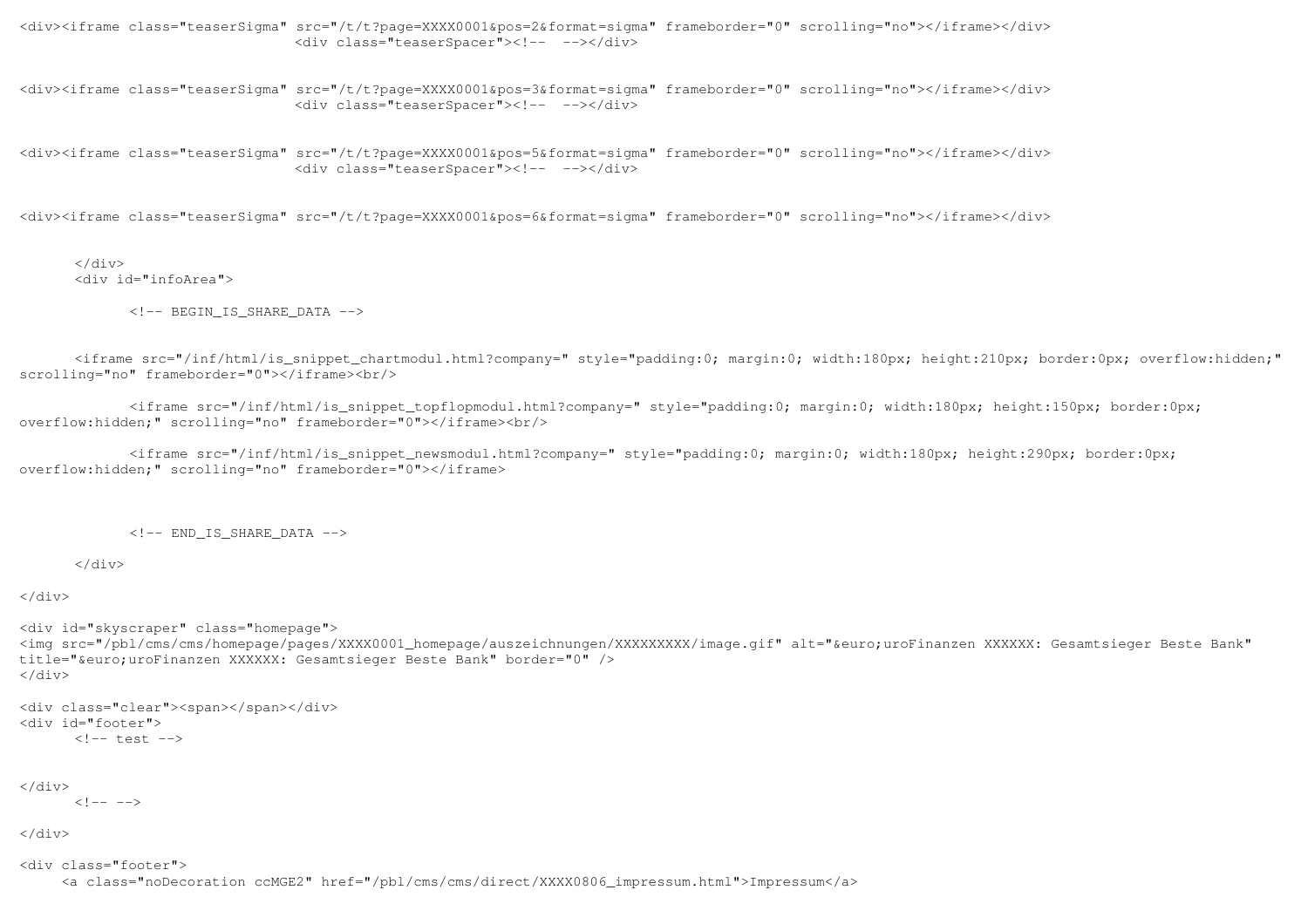```
<div><iframe class="teaserSigma" src="/t/t?page=XXXX0001&pos=2&format=sigma" frameborder="0" scrolling="no"></iframe></div>
                                <div class="teaserSpacer"><!--  --></div>


<div><iframe class="teaserSigma" src="/t/t?page=XXXX0001&pos=3&format=sigma" frameborder="0" scrolling="no"></iframe></div>
                                <div class="teaserSpacer"><!--  --></div>


<div><iframe class="teaserSigma" src="/t/t?page=XXXX0001&pos=5&format=sigma" frameborder="0" scrolling="no"></iframe></div>
                                <div class="teaserSpacer"><!--  --></div>


<div><iframe class="teaserSigma" src="/t/t?page=XXXX0001&pos=6&format=sigma" frameborder="0" scrolling="no"></iframe></div>


      </div>
      <div id="infoArea">

            <!-- BEGIN_IS_SHARE_DATA -->


      <iframe src="/inf/html/is_snippet_chartmodul.html?company=" style="padding:0; margin:0; width:180px; height:210px; border:0px; overflow:hidden;" scrolling="no" frameborder="0"></iframe><br/>

            <iframe src="/inf/html/is_snippet_topflopmodul.html?company=" style="padding:0; margin:0; width:180px; height:150px; border:0px; overflow:hidden;" scrolling="no" frameborder="0"></iframe><br/>

            <iframe src="/inf/html/is_snippet_newsmodul.html?company=" style="padding:0; margin:0; width:180px; height:290px; border:0px; overflow:hidden;" scrolling="no" frameborder="0"></iframe>



            <!-- END_IS_SHARE_DATA -->

      </div>

</div>

<div id="skyscraper" class="homepage">
<img src="/pbl/cms/cms/homepage/pages/XXXX0001_homepage/auszeichnungen/XXXXXXXXX/image.gif" alt="&euro;uroFinanzen XXXXXX: Gesamtsieger Beste Bank" title="&euro;uroFinanzen XXXXXX: Gesamtsieger Beste Bank" border="0" />
</div>

<div class="clear"><span></span></div>
<div id="footer">
      <!-- test -->


</div>
      <!-- -->

</div>

<div class="footer">
     <a class="noDecoration ccMGE2" href="/pbl/cms/cms/direct/XXXX0806_impressum.html">Impressum</a>
```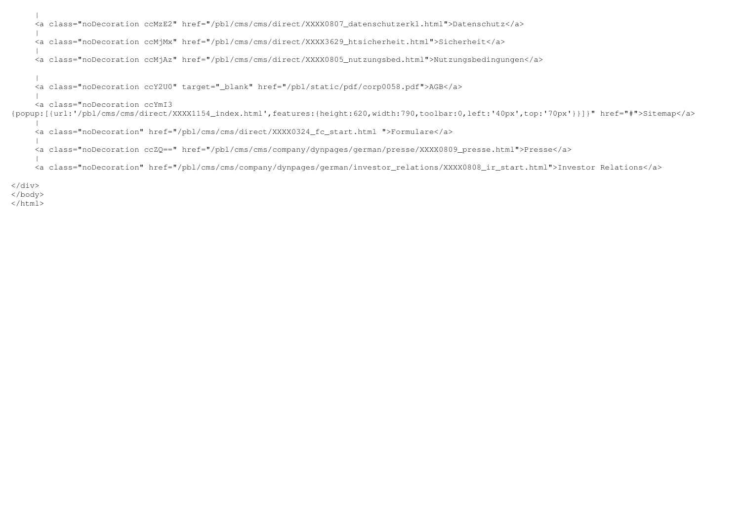```
     |
     <a class="noDecoration ccMzE2" href="/pbl/cms/cms/direct/XXXX0807_datenschutzerkl.html">Datenschutz</a>
     |
     <a class="noDecoration ccMjMx" href="/pbl/cms/cms/direct/XXXX3629_htsicherheit.html">Sicherheit</a>
     |
     <a class="noDecoration ccMjAz" href="/pbl/cms/cms/direct/XXXX0805_nutzungsbed.html">Nutzungsbedingungen</a>

     |
     <a class="noDecoration ccY2U0" target="_blank" href="/pbl/static/pdf/corp0058.pdf">AGB</a>
     |
     <a class="noDecoration ccYmI3
{popup:[{url:'/pbl/cms/cms/direct/XXXX1154_index.html',features:{height:620,width:790,toolbar:0,left:'40px',top:'70px'}}]}" href="#">Sitemap</a>
     |
     <a class="noDecoration" href="/pbl/cms/cms/direct/XXXX0324_fc_start.html ">Formulare</a>
     |
     <a class="noDecoration ccZQ==" href="/pbl/cms/cms/company/dynpages/german/presse/XXXX0809_presse.html">Presse</a>
     |
     <a class="noDecoration" href="/pbl/cms/cms/company/dynpages/german/investor_relations/XXXX0808_ir_start.html">Investor Relations</a>

</div>
</body>
</html>
```